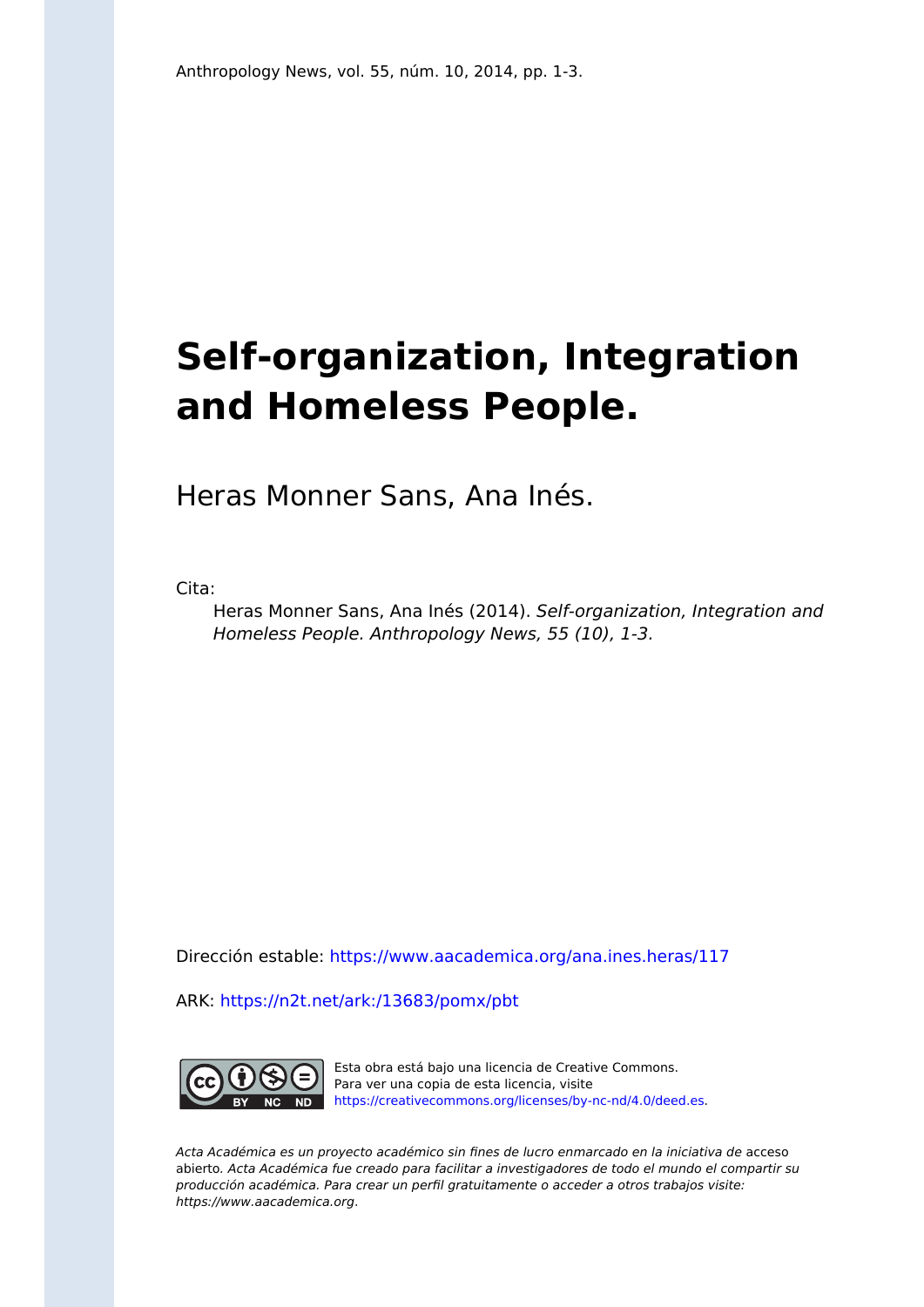Anthropology News, vol. 55, núm. 10, 2014, pp. 1-3.

# Self-organization, Integration and Homeless People.

Heras Monner Sans, Ana Inés.

Cita:

> Heras Monner Sans, Ana Inés (2014). *Self-organization, Integration and Homeless People. Anthropology News, 55 (10), 1-3.*

Dirección estable: https://www.aacademica.org/ana.ines.heras/117

ARK: https://n2t.net/ark:/13683/pomx/pbt

Esta obra está bajo una licencia de Creative Commons. Para ver una copia de esta licencia, visite https://creativecommons.org/licenses/by-nc-nd/4.0/deed.es.

*Acta Académica es un proyecto académico sin fines de lucro enmarcado en la iniciativa de* acceso abierto. *Acta Académica fue creado para facilitar a investigadores de todo el mundo el compartir su producción académica. Para crear un perfil gratuitamente o acceder a otros trabajos visite: https://www.aacademica.org.*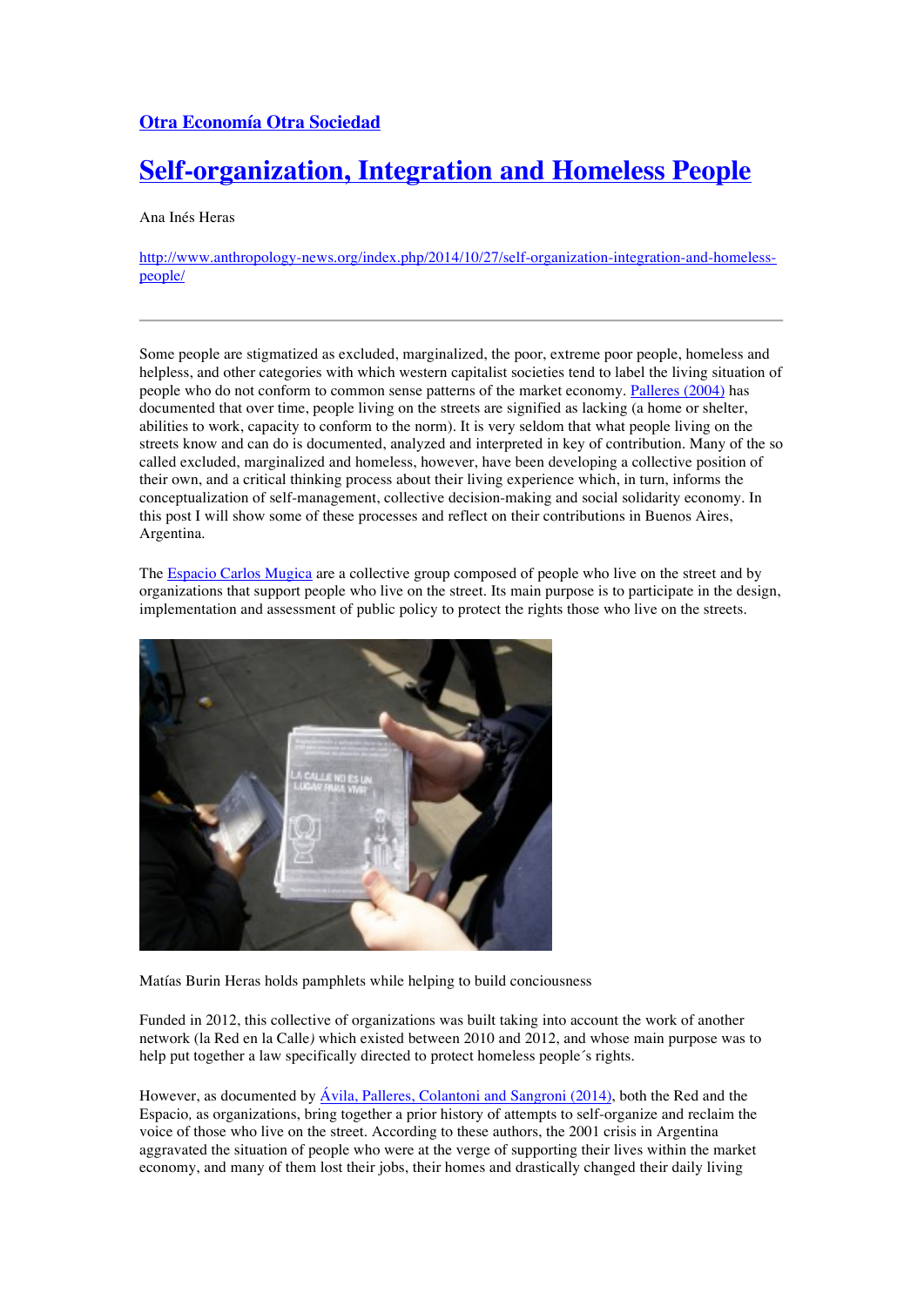[Otra Economía Otra Sociedad](#)

# [Self-organization, Integration and Homeless People](#)

Ana Inés Heras

[http://www.anthropology-news.org/index.php/2014/10/27/self-organization-integration-and-homeless-people/](http://www.anthropology-news.org/index.php/2014/10/27/self-organization-integration-and-homeless-people/)

---

Some people are stigmatized as excluded, marginalized, the poor, extreme poor people, homeless and helpless, and other categories with which western capitalist societies tend to label the living situation of people who do not conform to common sense patterns of the market economy. [Palleres (2004)](#) has documented that over time, people living on the streets are signified as lacking (a home or shelter, abilities to work, capacity to conform to the norm). It is very seldom that what people living on the streets know and can do is documented, analyzed and interpreted in key of contribution. Many of the so called excluded, marginalized and homeless, however, have been developing a collective position of their own, and a critical thinking process about their living experience which, in turn, informs the conceptualization of self-management, collective decision-making and social solidarity economy. In this post I will show some of these processes and reflect on their contributions in Buenos Aires, Argentina.

The [Espacio Carlos Mugica](#) are a collective group composed of people who live on the street and by organizations that support people who live on the street. Its main purpose is to participate in the design, implementation and assessment of public policy to protect the rights those who live on the streets.

Matías Burin Heras holds pamphlets while helping to build conciousness

Funded in 2012, this collective of organizations was built taking into account the work of another network (la Red en la Calle*)* which existed between 2010 and 2012, and whose main purpose was to help put together a law specifically directed to protect homeless people´s rights.

However, as documented by [Ávila, Palleres, Colantoni and Sangroni (2014)](#), both the Red and the Espacio*,* as organizations, bring together a prior history of attempts to self-organize and reclaim the voice of those who live on the street. According to these authors, the 2001 crisis in Argentina aggravated the situation of people who were at the verge of supporting their lives within the market economy, and many of them lost their jobs, their homes and drastically changed their daily living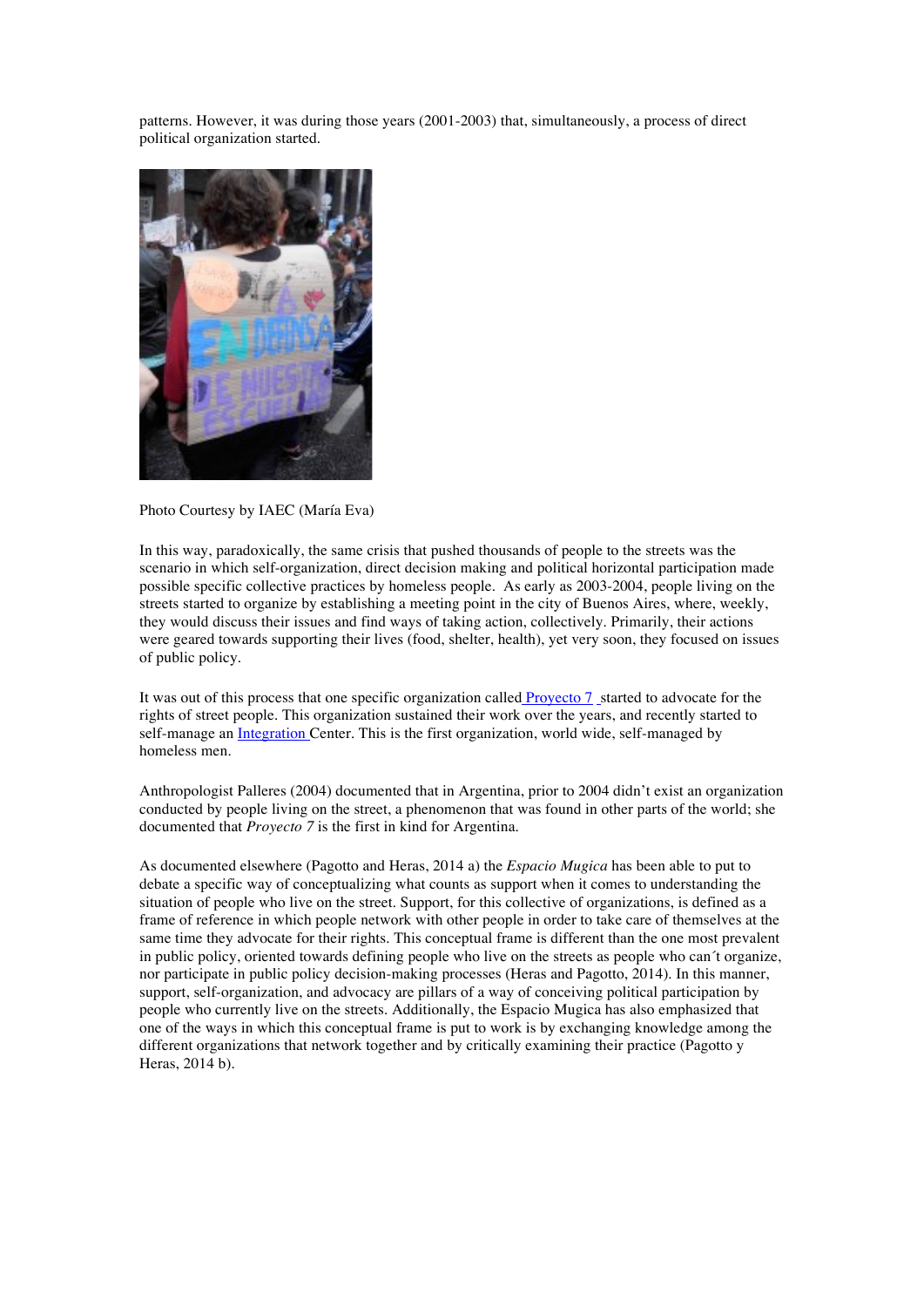patterns. However, it was during those years (2001-2003) that, simultaneously, a process of direct political organization started.

Photo Courtesy by IAEC (María Eva)

In this way, paradoxically, the same crisis that pushed thousands of people to the streets was the scenario in which self-organization, direct decision making and political horizontal participation made possible specific collective practices by homeless people. As early as 2003-2004, people living on the streets started to organize by establishing a meeting point in the city of Buenos Aires, where, weekly, they would discuss their issues and find ways of taking action, collectively. Primarily, their actions were geared towards supporting their lives (food, shelter, health), yet very soon, they focused on issues of public policy.

It was out of this process that one specific organization called Proyecto 7 started to advocate for the rights of street people. This organization sustained their work over the years, and recently started to self-manage an Integration Center. This is the first organization, world wide, self-managed by homeless men.

Anthropologist Palleres (2004) documented that in Argentina, prior to 2004 didn't exist an organization conducted by people living on the street, a phenomenon that was found in other parts of the world; she documented that *Proyecto 7* is the first in kind for Argentina.

As documented elsewhere (Pagotto and Heras, 2014 a) the *Espacio Mugica* has been able to put to debate a specific way of conceptualizing what counts as support when it comes to understanding the situation of people who live on the street. Support, for this collective of organizations, is defined as a frame of reference in which people network with other people in order to take care of themselves at the same time they advocate for their rights. This conceptual frame is different than the one most prevalent in public policy, oriented towards defining people who live on the streets as people who can´t organize, nor participate in public policy decision-making processes (Heras and Pagotto, 2014). In this manner, support, self-organization, and advocacy are pillars of a way of conceiving political participation by people who currently live on the streets. Additionally, the Espacio Mugica has also emphasized that one of the ways in which this conceptual frame is put to work is by exchanging knowledge among the different organizations that network together and by critically examining their practice (Pagotto y Heras, 2014 b).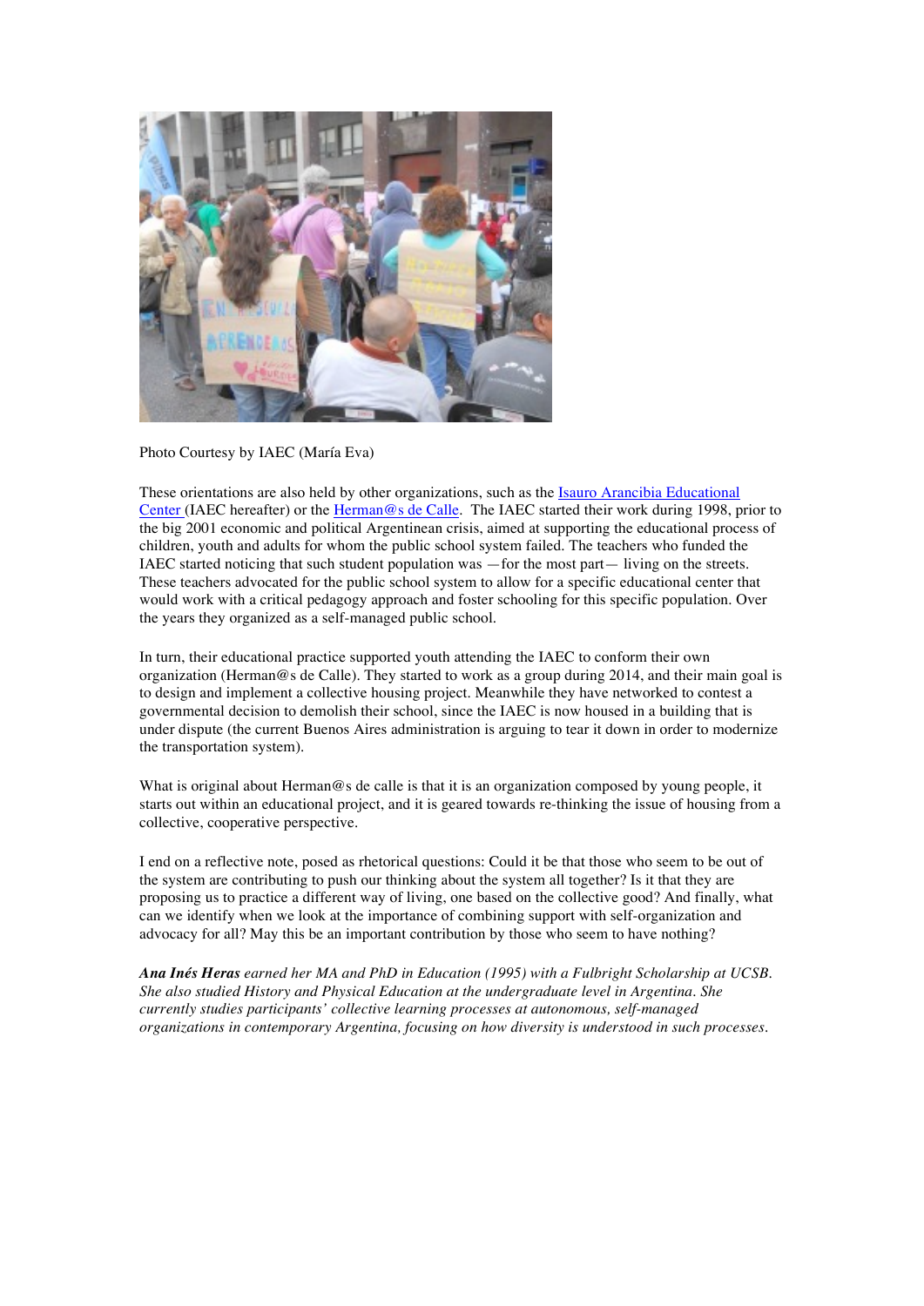Photo Courtesy by IAEC (María Eva)

These orientations are also held by other organizations, such as the [Isauro Arancibia Educational Center ](IAEC hereafter) or the [Herman@s de Calle]. The IAEC started their work during 1998, prior to the big 2001 economic and political Argentinean crisis, aimed at supporting the educational process of children, youth and adults for whom the public school system failed. The teachers who funded the IAEC started noticing that such student population was —for the most part— living on the streets. These teachers advocated for the public school system to allow for a specific educational center that would work with a critical pedagogy approach and foster schooling for this specific population. Over the years they organized as a self-managed public school.

In turn, their educational practice supported youth attending the IAEC to conform their own organization (Herman@s de Calle). They started to work as a group during 2014, and their main goal is to design and implement a collective housing project. Meanwhile they have networked to contest a governmental decision to demolish their school, since the IAEC is now housed in a building that is under dispute (the current Buenos Aires administration is arguing to tear it down in order to modernize the transportation system).

What is original about Herman@s de calle is that it is an organization composed by young people, it starts out within an educational project, and it is geared towards re-thinking the issue of housing from a collective, cooperative perspective.

I end on a reflective note, posed as rhetorical questions: Could it be that those who seem to be out of the system are contributing to push our thinking about the system all together? Is it that they are proposing us to practice a different way of living, one based on the collective good? And finally, what can we identify when we look at the importance of combining support with self-organization and advocacy for all? May this be an important contribution by those who seem to have nothing?

***Ana Inés Heras** earned her MA and PhD in Education (1995) with a Fulbright Scholarship at UCSB. She also studied History and Physical Education at the undergraduate level in Argentina. She currently studies participants' collective learning processes at autonomous, self-managed organizations in contemporary Argentina, focusing on how diversity is understood in such processes.*